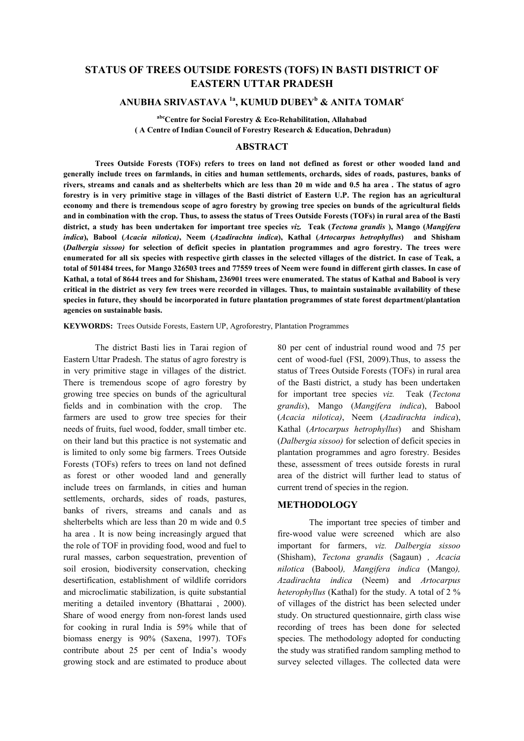# STATUS OF TREES OUTSIDE FORESTS (TOFS) IN BASTI DISTRICT OF EASTERN UTTAR PRADESH

## ANUBHA SRIVASTAVA [1a], KUMUD DUBEY[b] & ANITA TOMAR[c]

[abc]Centre for Social Forestry & Eco-Rehabilitation, Allahabad
( A Centre of Indian Council of Forestry Research & Education, Dehradun)

## ABSTRACT

**Trees Outside Forests (TOFs) refers to trees on land not defined as forest or other wooded land and generally include trees on farmlands, in cities and human settlements, orchards, sides of roads, pastures, banks of rivers, streams and canals and as shelterbelts which are less than 20 m wide and 0.5 ha area . The status of agro forestry is in very primitive stage in villages of the Basti district of Eastern U.P. The region has an agricultural economy and there is tremendous scope of agro forestry by growing tree species on bunds of the agricultural fields and in combination with the crop. Thus, to assess the status of Trees Outside Forests (TOFs) in rural area of the Basti district, a study has been undertaken for important tree species *viz.* Teak (*Tectona grandis* ), Mango (*Mangifera indica*), Babool (*Acacia nilotica)*, Neem (*Azadirachta indica*), Kathal (*Artocarpus hetrophyllus*) and Shisham (*Dalbergia sissoo)* for selection of deficit species in plantation programmes and agro forestry. The trees were enumerated for all six species with respective girth classes in the selected villages of the district. In case of Teak, a total of 501484 trees, for Mango 326503 trees and 77559 trees of Neem were found in different girth classes. In case of Kathal, a total of 8644 trees and for Shisham, 236901 trees were enumerated. The status of Kathal and Babool is very critical in the district as very few trees were recorded in villages. Thus, to maintain sustainable availability of these species in future, they should be incorporated in future plantation programmes of state forest department/plantation agencies on sustainable basis.**

**KEYWORDS:** Trees Outside Forests, Eastern UP, Agroforestry, Plantation Programmes

The district Basti lies in Tarai region of Eastern Uttar Pradesh. The status of agro forestry is in very primitive stage in villages of the district. There is tremendous scope of agro forestry by growing tree species on bunds of the agricultural fields and in combination with the crop. The farmers are used to grow tree species for their needs of fruits, fuel wood, fodder, small timber etc. on their land but this practice is not systematic and is limited to only some big farmers. Trees Outside Forests (TOFs) refers to trees on land not defined as forest or other wooded land and generally include trees on farmlands, in cities and human settlements, orchards, sides of roads, pastures, banks of rivers, streams and canals and as shelterbelts which are less than 20 m wide and 0.5 ha area . It is now being increasingly argued that the role of TOF in providing food, wood and fuel to rural masses, carbon sequestration, prevention of soil erosion, biodiversity conservation, checking desertification, establishment of wildlife corridors and microclimatic stabilization, is quite substantial meriting a detailed inventory (Bhattarai , 2000). Share of wood energy from non-forest lands used for cooking in rural India is 59% while that of biomass energy is 90% (Saxena, 1997). TOFs contribute about 25 per cent of India's woody growing stock and are estimated to produce about 80 per cent of industrial round wood and 75 per cent of wood-fuel (FSI, 2009).Thus, to assess the status of Trees Outside Forests (TOFs) in rural area of the Basti district, a study has been undertaken for important tree species *viz.* Teak (*Tectona grandis*), Mango (*Mangifera indica*), Babool (*Acacia nilotica)*, Neem (*Azadirachta indica*), Kathal (*Artocarpus hetrophyllus*) and Shisham (*Dalbergia sissoo)* for selection of deficit species in plantation programmes and agro forestry. Besides these, assessment of trees outside forests in rural area of the district will further lead to status of current trend of species in the region.

## METHODOLOGY

The important tree species of timber and fire-wood value were screened which are also important for farmers, *viz. Dalbergia sissoo* (Shisham), *Tectona grandis* (Sagaun) *, Acacia nilotica* (Babool*), Mangifera indica* (Mango*), Azadirachta indica* (Neem) and *Artocarpus heterophyllus* (Kathal) for the study. A total of 2 % of villages of the district has been selected under study. On structured questionnaire, girth class wise recording of trees has been done for selected species. The methodology adopted for conducting the study was stratified random sampling method to survey selected villages. The collected data were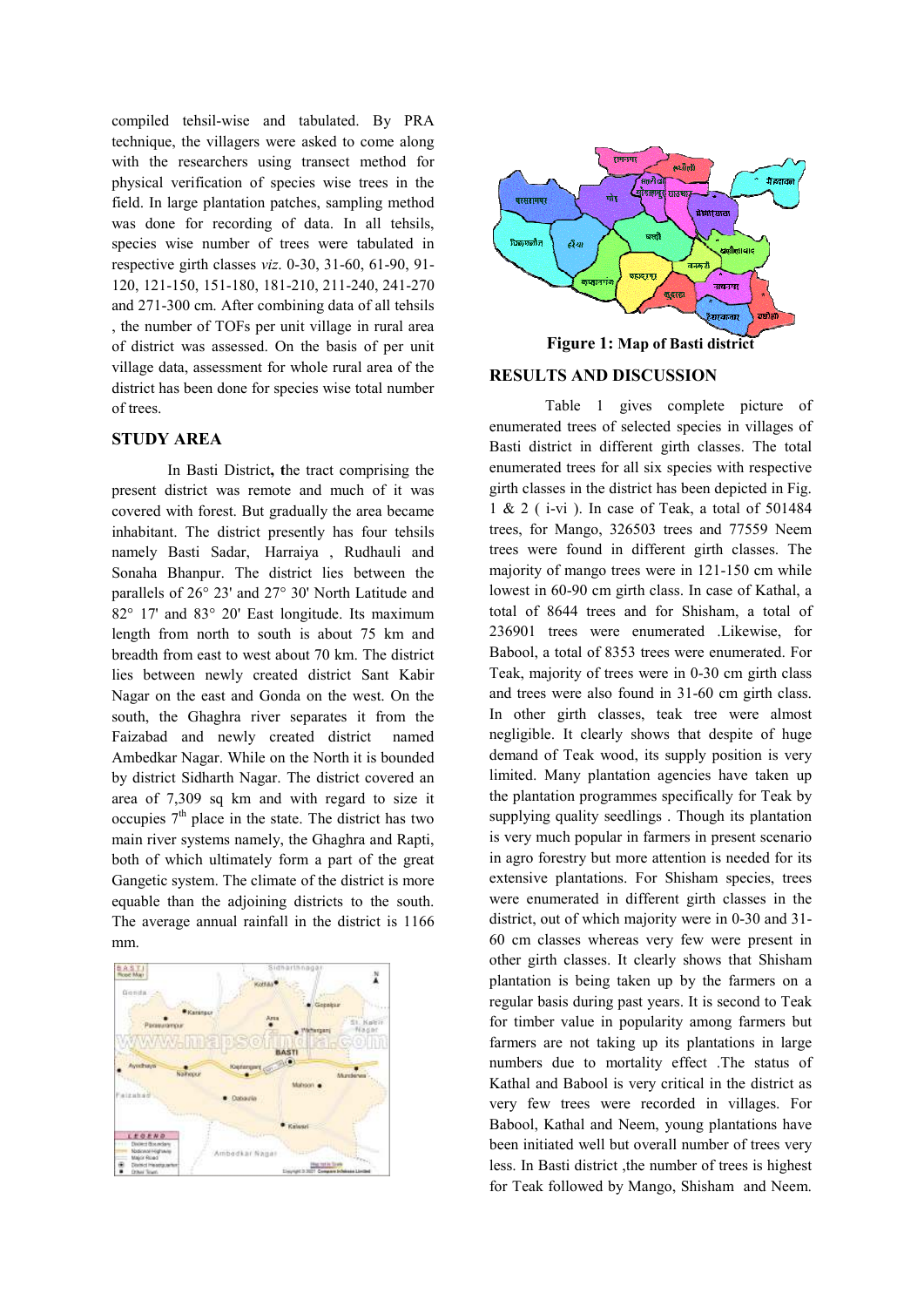compiled tehsil-wise and tabulated. By PRA technique, the villagers were asked to come along with the researchers using transect method for physical verification of species wise trees in the field. In large plantation patches, sampling method was done for recording of data. In all tehsils, species wise number of trees were tabulated in respective girth classes *viz*. 0-30, 31-60, 61-90, 91-120, 121-150, 151-180, 181-210, 211-240, 241-270 and 271-300 cm. After combining data of all tehsils , the number of TOFs per unit village in rural area of district was assessed. On the basis of per unit village data, assessment for whole rural area of the district has been done for species wise total number of trees.

## STUDY AREA

In Basti District, the tract comprising the present district was remote and much of it was covered with forest. But gradually the area became inhabitant. The district presently has four tehsils namely Basti Sadar, Harraiya , Rudhauli and Sonaha Bhanpur. The district lies between the parallels of 26° 23' and 27° 30' North Latitude and 82° 17' and 83° 20' East longitude. Its maximum length from north to south is about 75 km and breadth from east to west about 70 km. The district lies between newly created district Sant Kabir Nagar on the east and Gonda on the west. On the south, the Ghaghra river separates it from the Faizabad and newly created district named Ambedkar Nagar. While on the North it is bounded by district Sidharth Nagar. The district covered an area of 7,309 sq km and with regard to size it occupies 7th place in the state. The district has two main river systems namely, the Ghaghra and Rapti, both of which ultimately form a part of the great Gangetic system. The climate of the district is more equable than the adjoining districts to the south. The average annual rainfall in the district is 1166 mm.

**Figure 1:** Map of Basti district

## RESULTS AND DISCUSSION

Table 1 gives complete picture of enumerated trees of selected species in villages of Basti district in different girth classes. The total enumerated trees for all six species with respective girth classes in the district has been depicted in Fig. 1 & 2 ( i-vi ). In case of Teak, a total of 501484 trees, for Mango, 326503 trees and 77559 Neem trees were found in different girth classes. The majority of mango trees were in 121-150 cm while lowest in 60-90 cm girth class. In case of Kathal, a total of 8644 trees and for Shisham, a total of 236901 trees were enumerated .Likewise, for Babool, a total of 8353 trees were enumerated. For Teak, majority of trees were in 0-30 cm girth class and trees were also found in 31-60 cm girth class. In other girth classes, teak tree were almost negligible. It clearly shows that despite of huge demand of Teak wood, its supply position is very limited. Many plantation agencies have taken up the plantation programmes specifically for Teak by supplying quality seedlings . Though its plantation is very much popular in farmers in present scenario in agro forestry but more attention is needed for its extensive plantations. For Shisham species, trees were enumerated in different girth classes in the district, out of which majority were in 0-30 and 31-60 cm classes whereas very few were present in other girth classes. It clearly shows that Shisham plantation is being taken up by the farmers on a regular basis during past years. It is second to Teak for timber value in popularity among farmers but farmers are not taking up its plantations in large numbers due to mortality effect .The status of Kathal and Babool is very critical in the district as very few trees were recorded in villages. For Babool, Kathal and Neem, young plantations have been initiated well but overall number of trees very less. In Basti district ,the number of trees is highest for Teak followed by Mango, Shisham and Neem.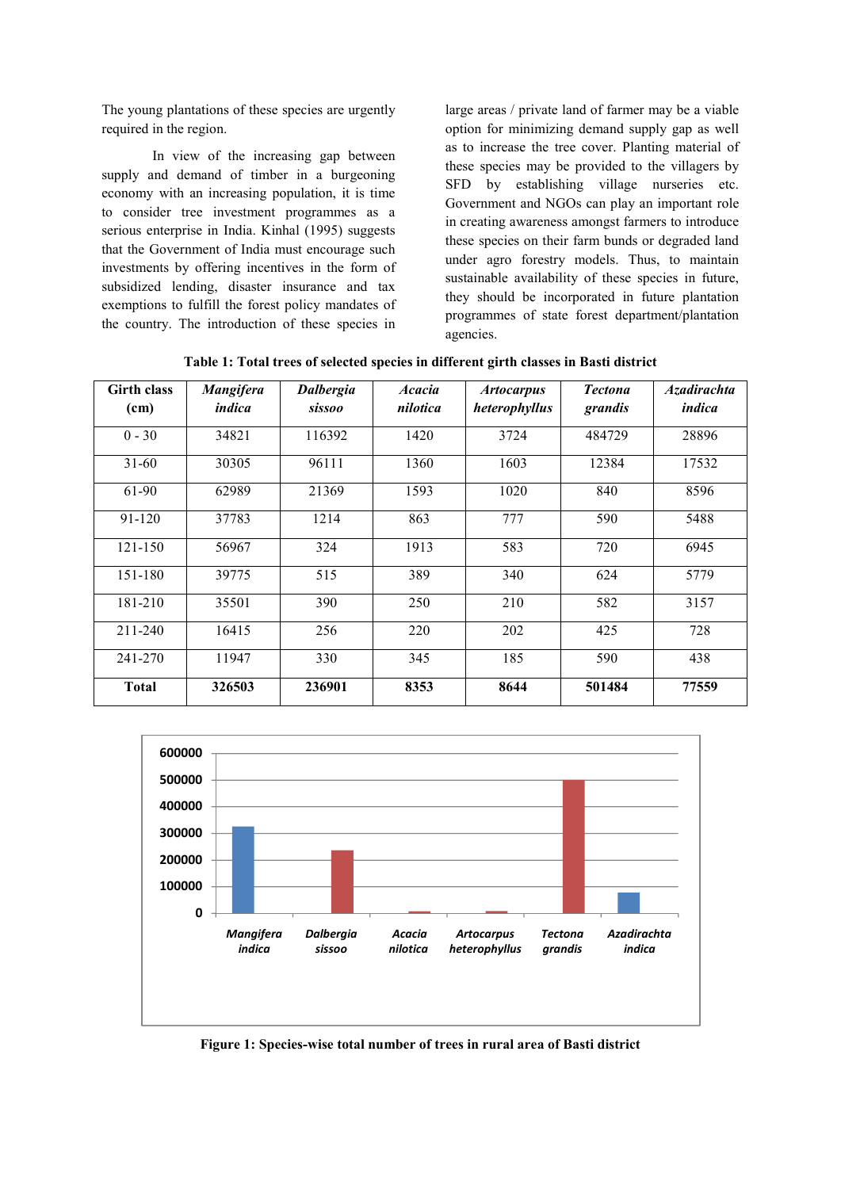The young plantations of these species are urgently required in the region.

In view of the increasing gap between supply and demand of timber in a burgeoning economy with an increasing population, it is time to consider tree investment programmes as a serious enterprise in India. Kinhal (1995) suggests that the Government of India must encourage such investments by offering incentives in the form of subsidized lending, disaster insurance and tax exemptions to fulfill the forest policy mandates of the country. The introduction of these species in large areas / private land of farmer may be a viable option for minimizing demand supply gap as well as to increase the tree cover. Planting material of these species may be provided to the villagers by SFD by establishing village nurseries etc. Government and NGOs can play an important role in creating awareness amongst farmers to introduce these species on their farm bunds or degraded land under agro forestry models. Thus, to maintain sustainable availability of these species in future, they should be incorporated in future plantation programmes of state forest department/plantation agencies.

**Table 1: Total trees of selected species in different girth classes in Basti district**

| Girth class (cm) | *Mangifera indica* | *Dalbergia sissoo* | *Acacia nilotica* | *Artocarpus heterophyllus* | *Tectona grandis* | *Azadirachta indica* |
|---|---|---|---|---|---|---|
| 0 - 30 | 34821 | 116392 | 1420 | 3724 | 484729 | 28896 |
| 31-60 | 30305 | 96111 | 1360 | 1603 | 12384 | 17532 |
| 61-90 | 62989 | 21369 | 1593 | 1020 | 840 | 8596 |
| 91-120 | 37783 | 1214 | 863 | 777 | 590 | 5488 |
| 121-150 | 56967 | 324 | 1913 | 583 | 720 | 6945 |
| 151-180 | 39775 | 515 | 389 | 340 | 624 | 5779 |
| 181-210 | 35501 | 390 | 250 | 210 | 582 | 3157 |
| 211-240 | 16415 | 256 | 220 | 202 | 425 | 728 |
| 241-270 | 11947 | 330 | 345 | 185 | 590 | 438 |
| **Total** | **326503** | **236901** | **8353** | **8644** | **501484** | **77559** |

**Figure 1: Species-wise total number of trees in rural area of Basti district**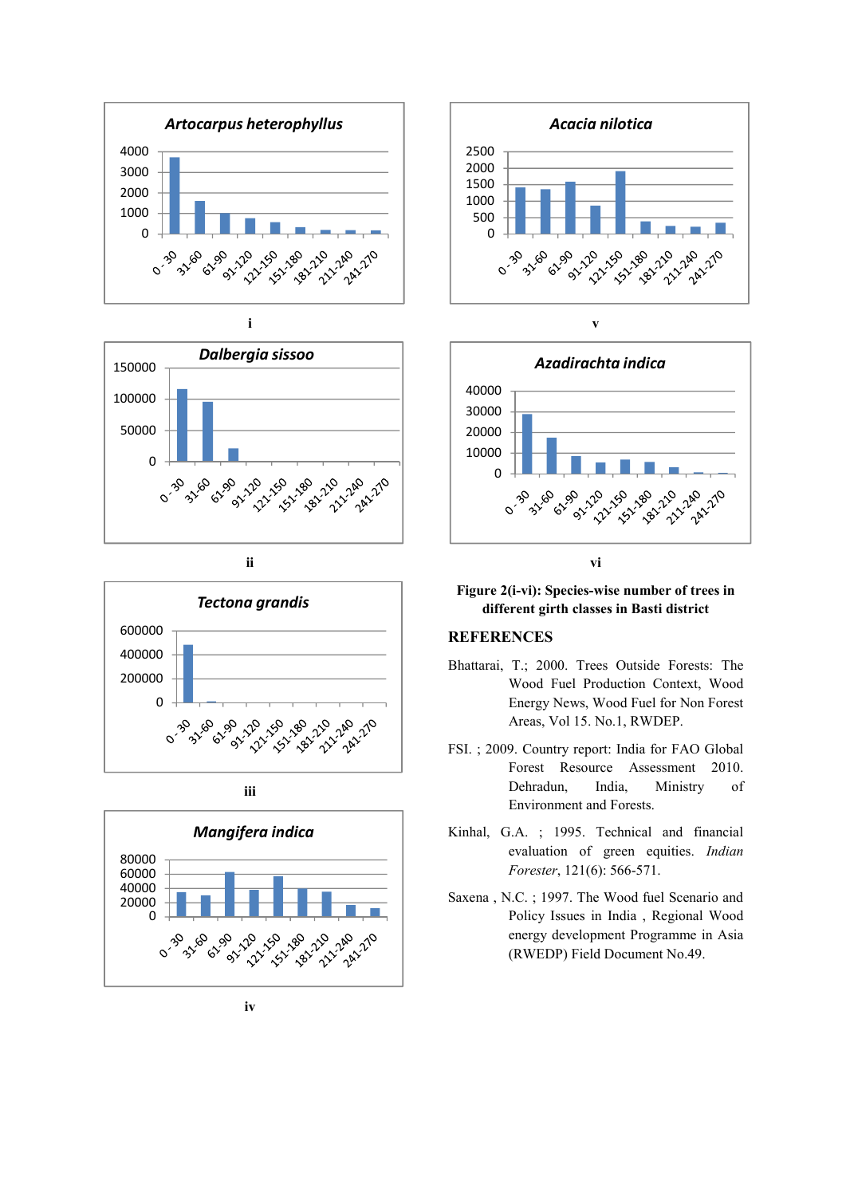*Artocarpus heterophyllus*

4000
3000
2000
1000
0

0 - 30, 31-60, 61-90, 91-120, 121-150, 151-180, 181-210, 211-240, 241-270

i

*Dalbergia sissoo*

150000
100000
50000
0

0 - 30, 31-60, 61-90, 91-120, 121-150, 151-180, 181-210, 211-240, 241-270

ii

*Tectona grandis*

600000
400000
200000
0

0 - 30, 31-60, 61-90, 91-120, 121-150, 151-180, 181-210, 211-240, 241-270

iii

*Mangifera indica*

80000
60000
40000
20000
0

0 - 30, 31-60, 61-90, 91-120, 121-150, 151-180, 181-210, 211-240, 241-270

iv

*Acacia nilotica*

2500
2000
1500
1000
500
0

0 - 30, 31-60, 61-90, 91-120, 121-150, 151-180, 181-210, 211-240, 241-270

v

*Azadirachta indica*

40000
30000
20000
10000
0

0 - 30, 31-60, 61-90, 91-120, 121-150, 151-180, 181-210, 211-240, 241-270

vi

**Figure 2(i-vi): Species-wise number of trees in different girth classes in Basti district**

## REFERENCES

Bhattarai, T.; 2000. Trees Outside Forests: The Wood Fuel Production Context, Wood Energy News, Wood Fuel for Non Forest Areas, Vol 15. No.1, RWDEP.

FSI. ; 2009. Country report: India for FAO Global Forest Resource Assessment 2010. Dehradun, India, Ministry of Environment and Forests.

Kinhal, G.A. ; 1995. Technical and financial evaluation of green equities. *Indian Forester*, 121(6): 566-571.

Saxena , N.C. ; 1997. The Wood fuel Scenario and Policy Issues in India , Regional Wood energy development Programme in Asia (RWEDP) Field Document No.49.